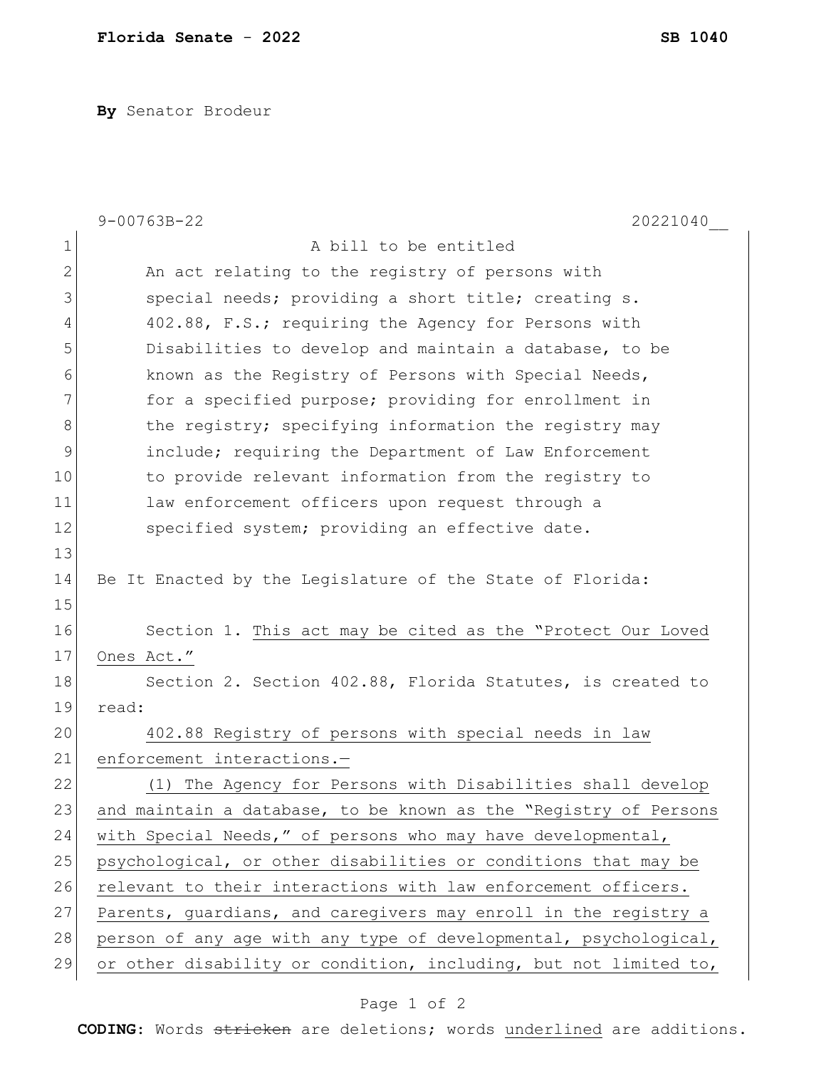**Florida Senate - 2022** **SB 1040**

**By** Senator Brodeur

9-00763B-22 20221040__

A bill to be entitled

An act relating to the registry of persons with special needs; providing a short title; creating s. 402.88, F.S.; requiring the Agency for Persons with Disabilities to develop and maintain a database, to be known as the Registry of Persons with Special Needs, for a specified purpose; providing for enrollment in the registry; specifying information the registry may include; requiring the Department of Law Enforcement to provide relevant information from the registry to law enforcement officers upon request through a specified system; providing an effective date.

Be It Enacted by the Legislature of the State of Florida:

Section 1. This act may be cited as the "Protect Our Loved Ones Act."

Section 2. Section 402.88, Florida Statutes, is created to read:

402.88 Registry of persons with special needs in law enforcement interactions.—

(1) The Agency for Persons with Disabilities shall develop and maintain a database, to be known as the "Registry of Persons with Special Needs," of persons who may have developmental, psychological, or other disabilities or conditions that may be relevant to their interactions with law enforcement officers. Parents, guardians, and caregivers may enroll in the registry a person of any age with any type of developmental, psychological, or other disability or condition, including, but not limited to,

**CODING:** Words ~~stricken~~ are deletions; words underlined are additions.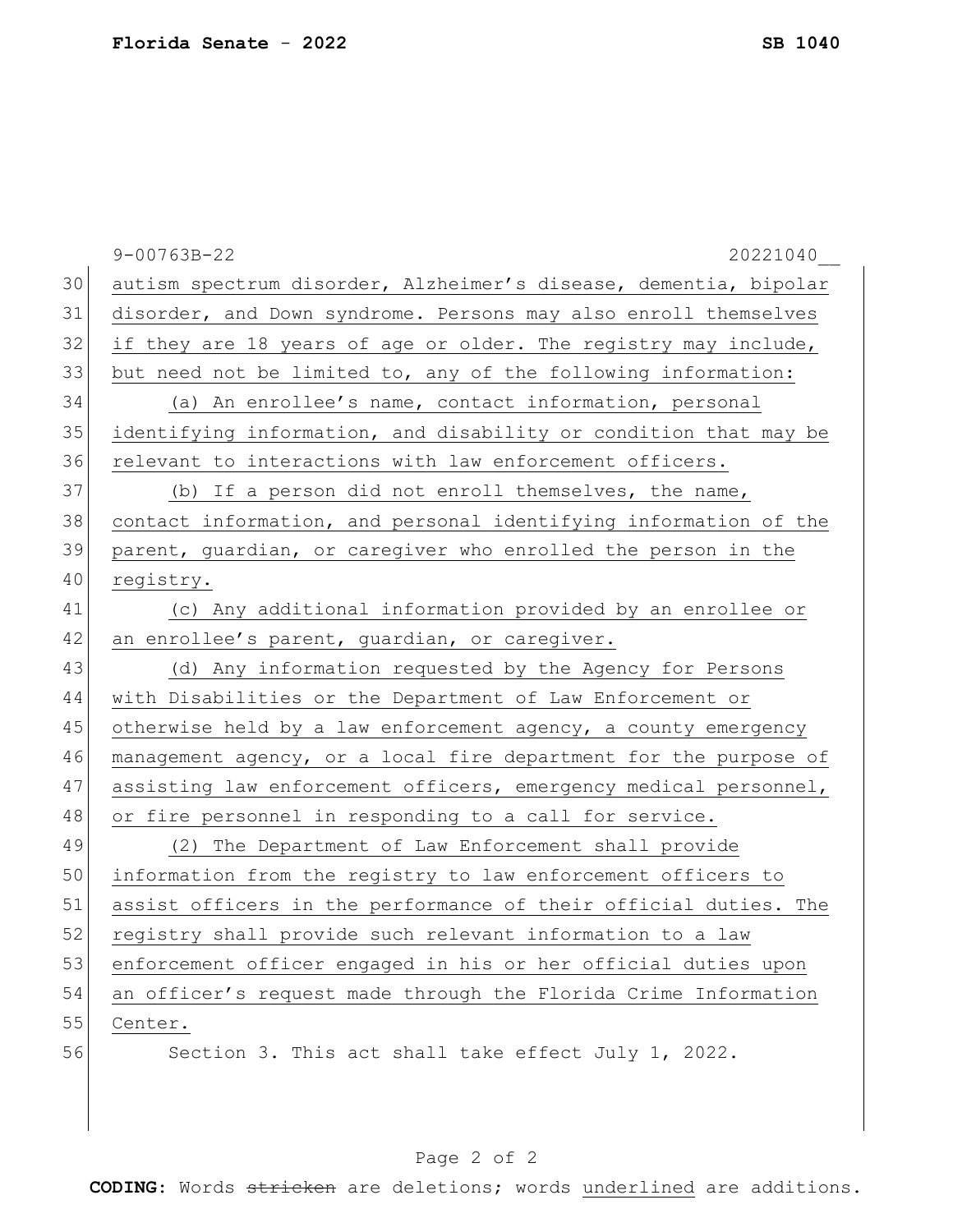autism spectrum disorder, Alzheimer's disease, dementia, bipolar disorder, and Down syndrome. Persons may also enroll themselves if they are 18 years of age or older. The registry may include, but need not be limited to, any of the following information:

(a) An enrollee's name, contact information, personal identifying information, and disability or condition that may be relevant to interactions with law enforcement officers.

(b) If a person did not enroll themselves, the name, contact information, and personal identifying information of the parent, guardian, or caregiver who enrolled the person in the registry.

(c) Any additional information provided by an enrollee or an enrollee's parent, guardian, or caregiver.

(d) Any information requested by the Agency for Persons with Disabilities or the Department of Law Enforcement or otherwise held by a law enforcement agency, a county emergency management agency, or a local fire department for the purpose of assisting law enforcement officers, emergency medical personnel, or fire personnel in responding to a call for service.

(2) The Department of Law Enforcement shall provide information from the registry to law enforcement officers to assist officers in the performance of their official duties. The registry shall provide such relevant information to a law enforcement officer engaged in his or her official duties upon an officer's request made through the Florida Crime Information Center.

Section 3. This act shall take effect July 1, 2022.